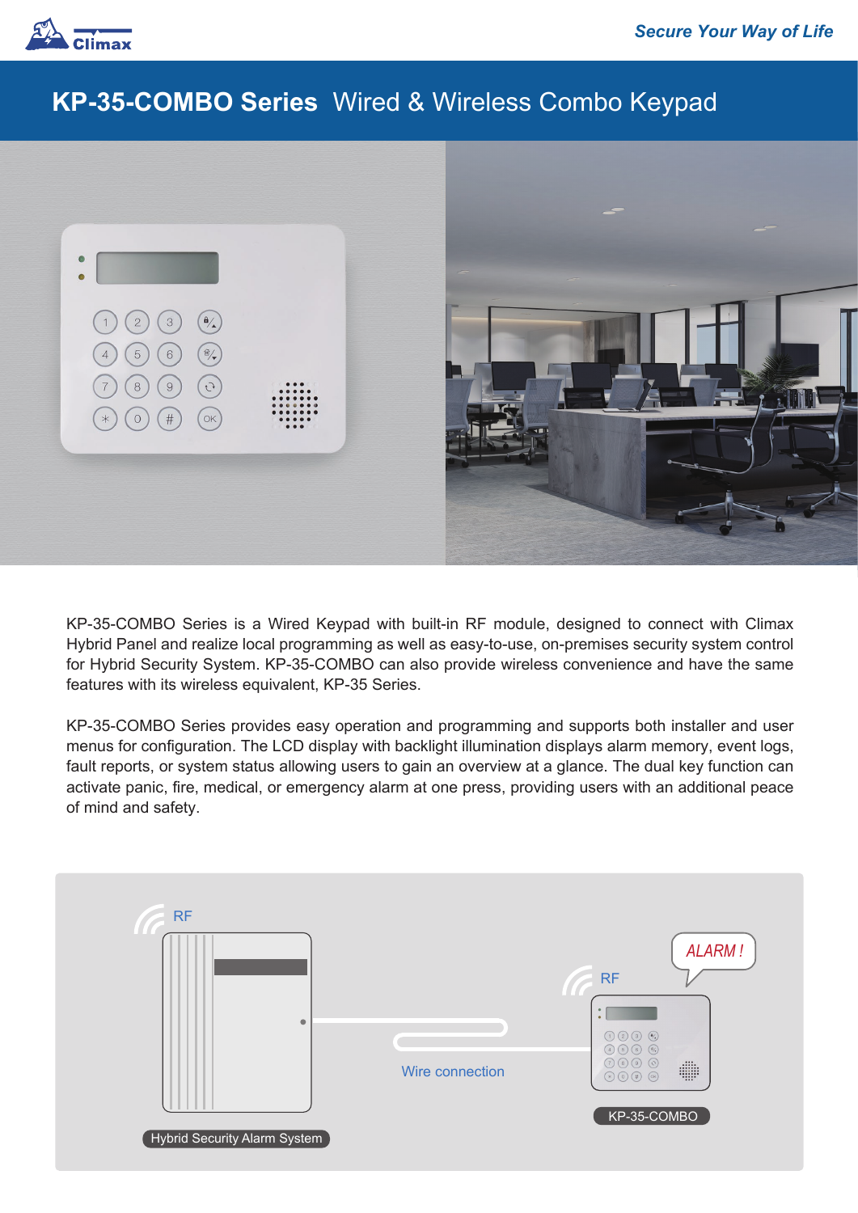Secure Your Way of Life

# KP-35-COMBO Series Wired & Wireless Combo Keypad

KP-35-COMBO Series is a Wired Keypad with built-in RF module, designed to connect with Climax Hybrid Panel and realize local programming as well as easy-to-use, on-premises security system control for Hybrid Security System. KP-35-COMBO can also provide wireless convenience and have the same features with its wireless equivalent, KP-35 Series.

KP-35-COMBO Series provides easy operation and programming and supports both installer and user menus for configuration. The LCD display with backlight illumination displays alarm memory, event logs, fault reports, or system status allowing users to gain an overview at a glance. The dual key function can activate panic, fire, medical, or emergency alarm at one press, providing users with an additional peace of mind and safety.

RF

ALARM !

RF

Wire connection

Hybrid Security Alarm System

KP-35-COMBO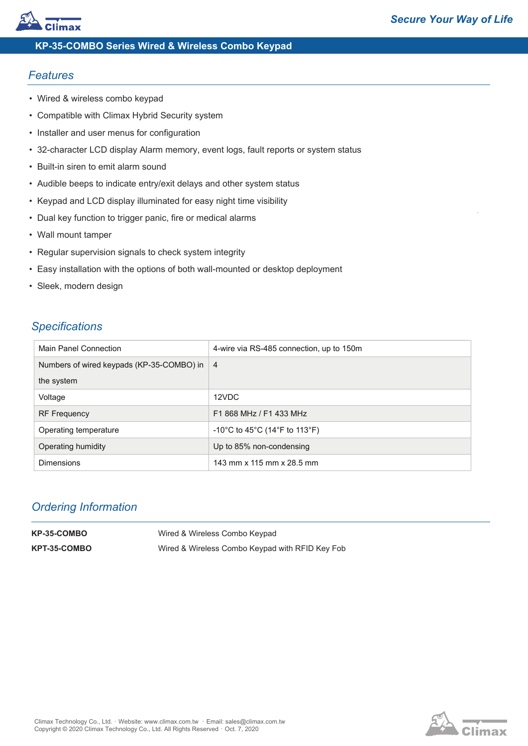# KP-35-COMBO Series Wired & Wireless Combo Keypad

## Features

- Wired & wireless combo keypad
- Compatible with Climax Hybrid Security system
- Installer and user menus for configuration
- 32-character LCD display Alarm memory, event logs, fault reports or system status
- Built-in siren to emit alarm sound
- Audible beeps to indicate entry/exit delays and other system status
- Keypad and LCD display illuminated for easy night time visibility
- Dual key function to trigger panic, fire or medical alarms
- Wall mount tamper
- Regular supervision signals to check system integrity
- Easy installation with the options of both wall-mounted or desktop deployment
- Sleek, modern design

## Specifications

| | |
|---|---|
| Main Panel Connection | 4-wire via RS-485 connection, up to 150m |
| Numbers of wired keypads (KP-35-COMBO) in the system | 4 |
| Voltage | 12VDC |
| RF Frequency | F1 868 MHz / F1 433 MHz |
| Operating temperature | -10°C to 45°C (14°F to 113°F) |
| Operating humidity | Up to 85% non-condensing |
| Dimensions | 143 mm x 115 mm x 28.5 mm |

## Ordering Information

| | |
|---|---|
| **KP-35-COMBO** | Wired & Wireless Combo Keypad |
| **KPT-35-COMBO** | Wired & Wireless Combo Keypad with RFID Key Fob |

Climax Technology Co., Ltd. · Website: www.climax.com.tw · Email: sales@climax.com.tw
Copyright © 2020 Climax Technology Co., Ltd. All Rights Reserved · Oct. 7, 2020